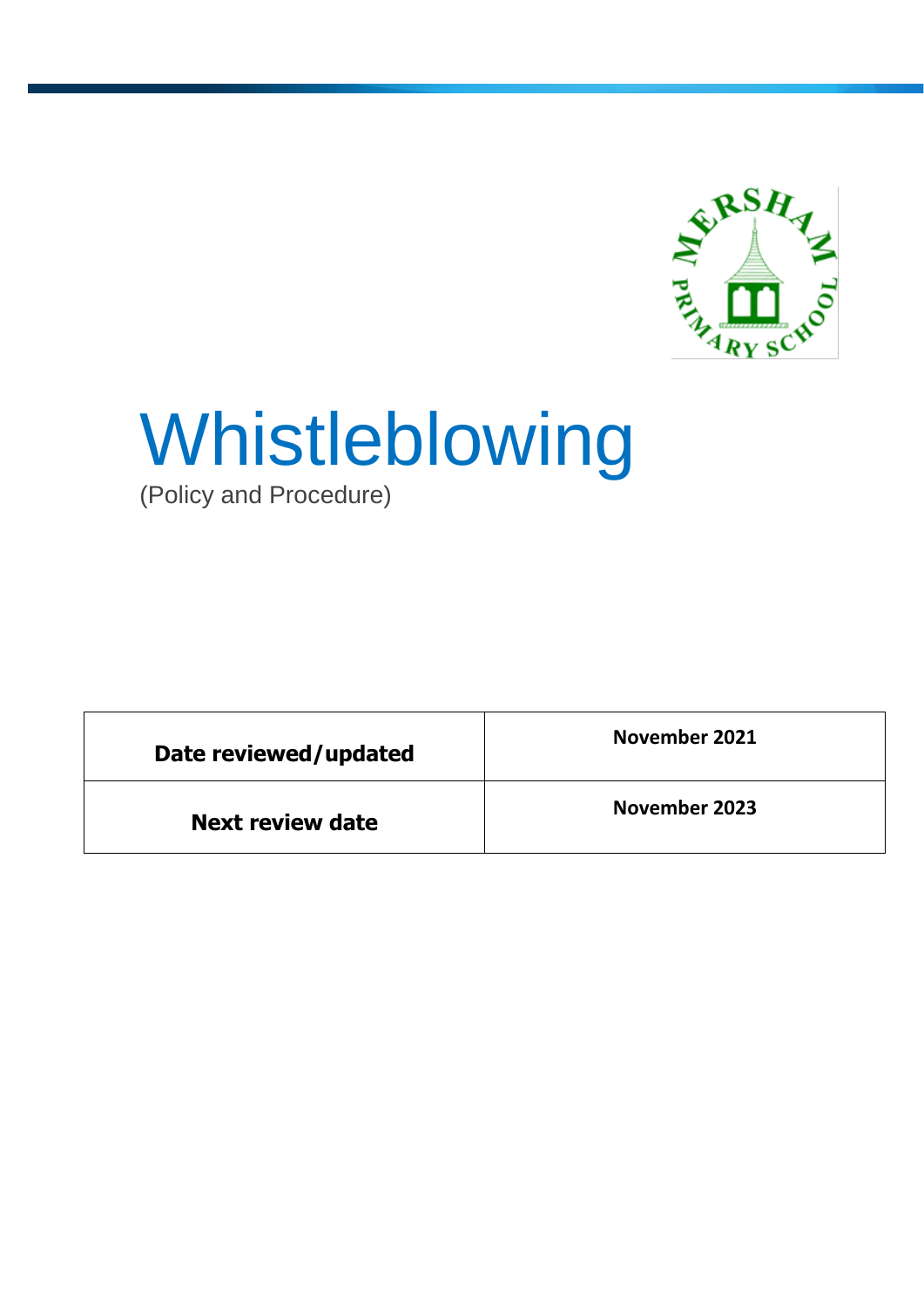# Whistleblowing

(Policy and Procedure)

| Date reviewed/updated | November 2021 |
|---|---|
| Next review date | November 2023 |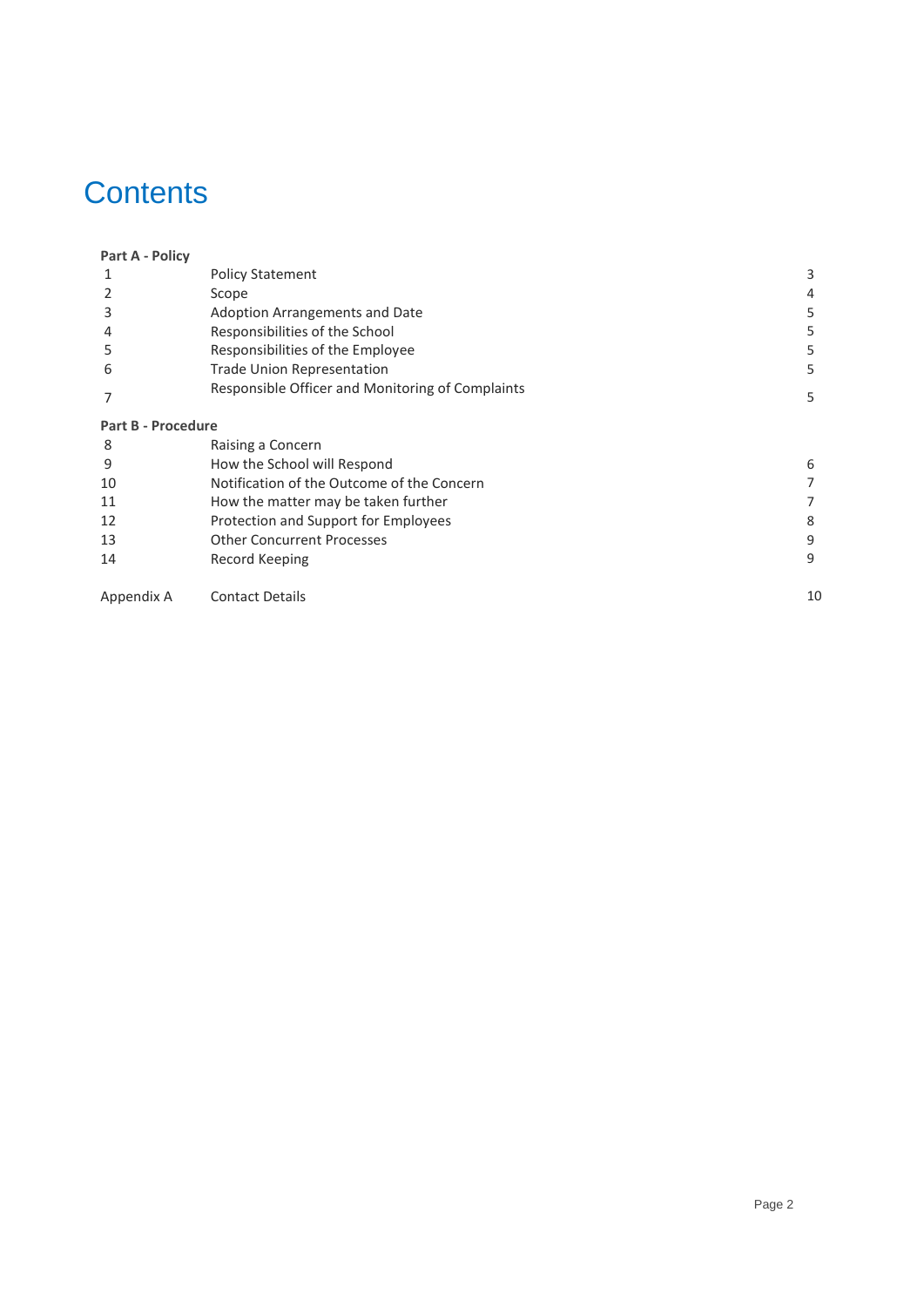# Contents

| | | |
|---|---|---|
| **Part A - Policy** | | |
| 1 | Policy Statement | 3 |
| 2 | Scope | 4 |
| 3 | Adoption Arrangements and Date | 5 |
| 4 | Responsibilities of the School | 5 |
| 5 | Responsibilities of the Employee | 5 |
| 6 | Trade Union Representation | 5 |
| 7 | Responsible Officer and Monitoring of Complaints | 5 |
| **Part B - Procedure** | | |
| 8 | Raising a Concern | |
| 9 | How the School will Respond | 6 |
| 10 | Notification of the Outcome of the Concern | 7 |
| 11 | How the matter may be taken further | 7 |
| 12 | Protection and Support for Employees | 8 |
| 13 | Other Concurrent Processes | 9 |
| 14 | Record Keeping | 9 |
| Appendix A | Contact Details | 10 |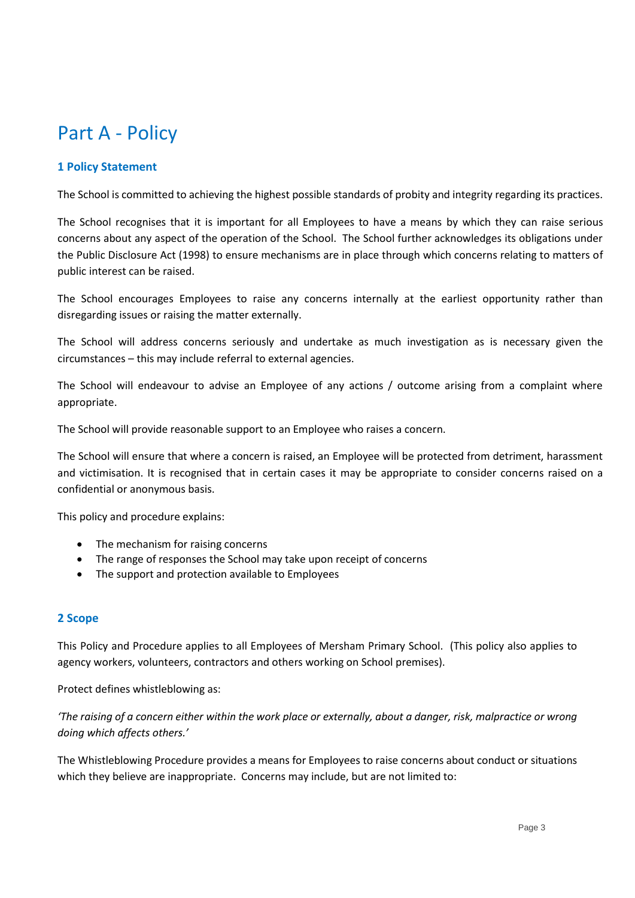# Part A - Policy

## 1 Policy Statement

The School is committed to achieving the highest possible standards of probity and integrity regarding its practices.

The School recognises that it is important for all Employees to have a means by which they can raise serious concerns about any aspect of the operation of the School. The School further acknowledges its obligations under the Public Disclosure Act (1998) to ensure mechanisms are in place through which concerns relating to matters of public interest can be raised.

The School encourages Employees to raise any concerns internally at the earliest opportunity rather than disregarding issues or raising the matter externally.

The School will address concerns seriously and undertake as much investigation as is necessary given the circumstances – this may include referral to external agencies.

The School will endeavour to advise an Employee of any actions / outcome arising from a complaint where appropriate.

The School will provide reasonable support to an Employee who raises a concern.

The School will ensure that where a concern is raised, an Employee will be protected from detriment, harassment and victimisation. It is recognised that in certain cases it may be appropriate to consider concerns raised on a confidential or anonymous basis.

This policy and procedure explains:

- The mechanism for raising concerns
- The range of responses the School may take upon receipt of concerns
- The support and protection available to Employees

## 2 Scope

This Policy and Procedure applies to all Employees of Mersham Primary School. (This policy also applies to agency workers, volunteers, contractors and others working on School premises).

Protect defines whistleblowing as:

*'The raising of a concern either within the work place or externally, about a danger, risk, malpractice or wrong doing which affects others.'*

The Whistleblowing Procedure provides a means for Employees to raise concerns about conduct or situations which they believe are inappropriate. Concerns may include, but are not limited to: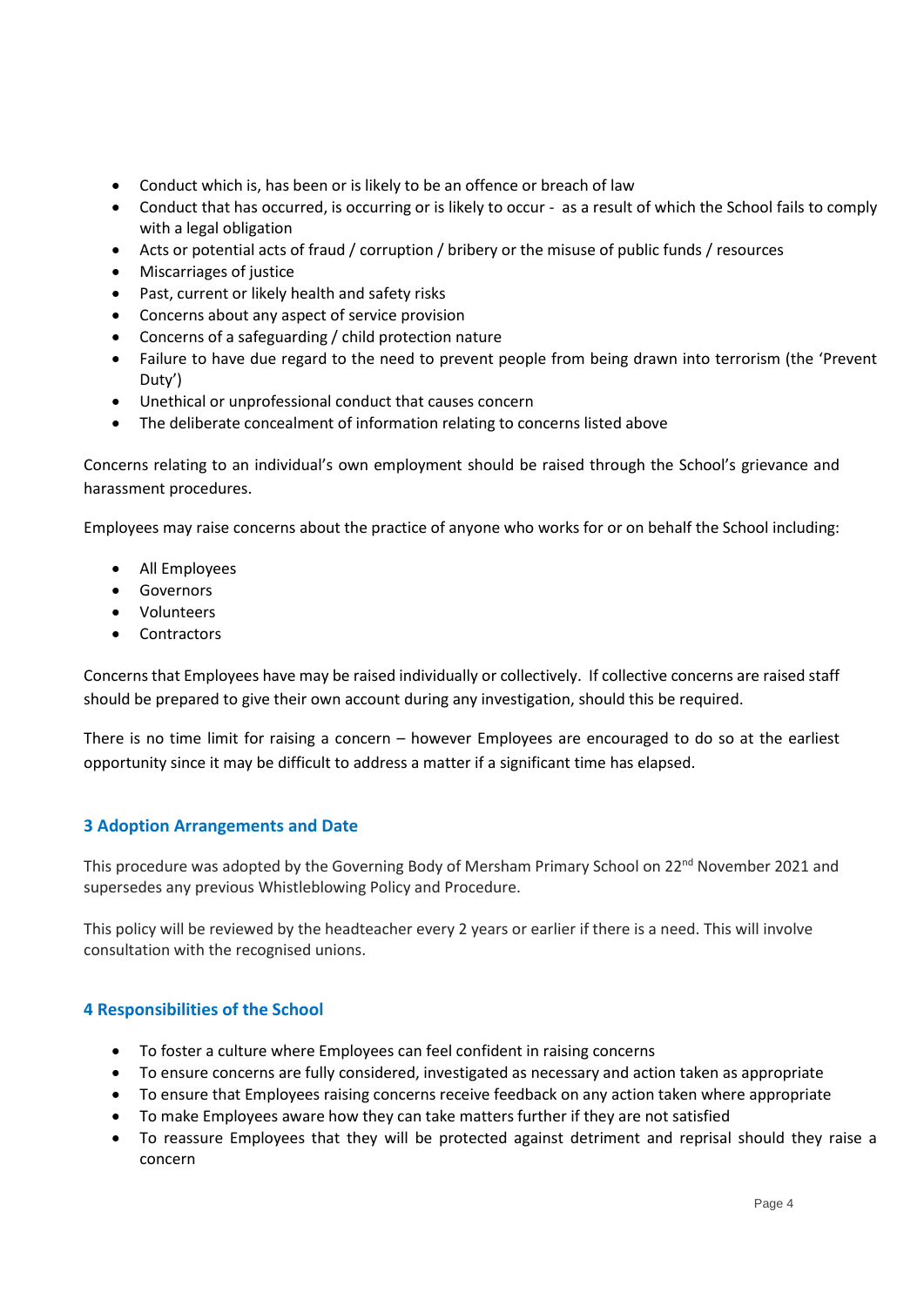- Conduct which is, has been or is likely to be an offence or breach of law
- Conduct that has occurred, is occurring or is likely to occur - as a result of which the School fails to comply with a legal obligation
- Acts or potential acts of fraud / corruption / bribery or the misuse of public funds / resources
- Miscarriages of justice
- Past, current or likely health and safety risks
- Concerns about any aspect of service provision
- Concerns of a safeguarding / child protection nature
- Failure to have due regard to the need to prevent people from being drawn into terrorism (the 'Prevent Duty')
- Unethical or unprofessional conduct that causes concern
- The deliberate concealment of information relating to concerns listed above

Concerns relating to an individual's own employment should be raised through the School's grievance and harassment procedures.

Employees may raise concerns about the practice of anyone who works for or on behalf the School including:

- All Employees
- Governors
- Volunteers
- Contractors

Concerns that Employees have may be raised individually or collectively. If collective concerns are raised staff should be prepared to give their own account during any investigation, should this be required.

There is no time limit for raising a concern – however Employees are encouraged to do so at the earliest opportunity since it may be difficult to address a matter if a significant time has elapsed.

## 3 Adoption Arrangements and Date

This procedure was adopted by the Governing Body of Mersham Primary School on 22nd November 2021 and supersedes any previous Whistleblowing Policy and Procedure.

This policy will be reviewed by the headteacher every 2 years or earlier if there is a need. This will involve consultation with the recognised unions.

## 4 Responsibilities of the School

- To foster a culture where Employees can feel confident in raising concerns
- To ensure concerns are fully considered, investigated as necessary and action taken as appropriate
- To ensure that Employees raising concerns receive feedback on any action taken where appropriate
- To make Employees aware how they can take matters further if they are not satisfied
- To reassure Employees that they will be protected against detriment and reprisal should they raise a concern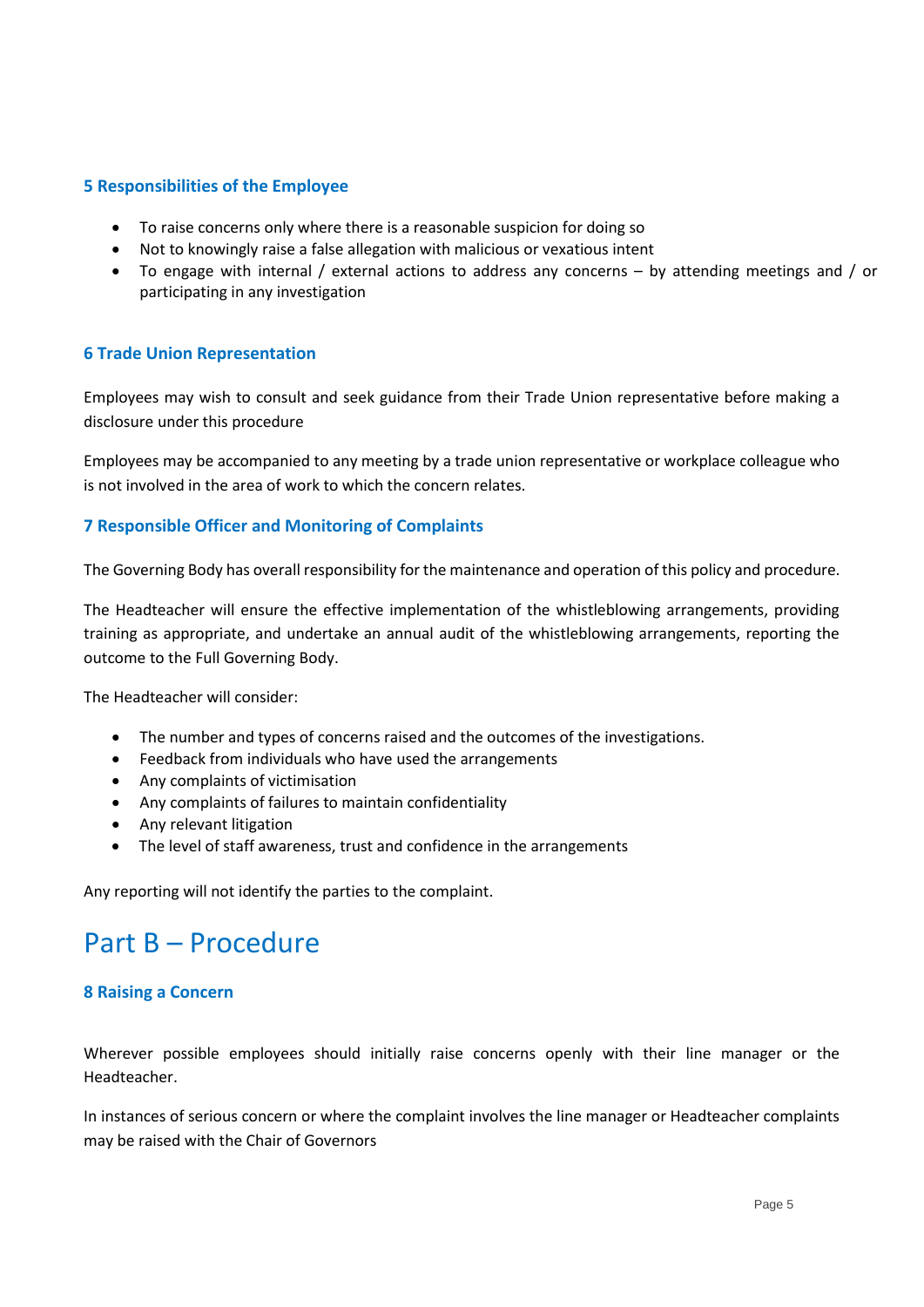### 5 Responsibilities of the Employee

- To raise concerns only where there is a reasonable suspicion for doing so
- Not to knowingly raise a false allegation with malicious or vexatious intent
- To engage with internal / external actions to address any concerns – by attending meetings and / or participating in any investigation

### 6 Trade Union Representation

Employees may wish to consult and seek guidance from their Trade Union representative before making a disclosure under this procedure

Employees may be accompanied to any meeting by a trade union representative or workplace colleague who is not involved in the area of work to which the concern relates.

### 7 Responsible Officer and Monitoring of Complaints

The Governing Body has overall responsibility for the maintenance and operation of this policy and procedure.

The Headteacher will ensure the effective implementation of the whistleblowing arrangements, providing training as appropriate, and undertake an annual audit of the whistleblowing arrangements, reporting the outcome to the Full Governing Body.

The Headteacher will consider:

- The number and types of concerns raised and the outcomes of the investigations.
- Feedback from individuals who have used the arrangements
- Any complaints of victimisation
- Any complaints of failures to maintain confidentiality
- Any relevant litigation
- The level of staff awareness, trust and confidence in the arrangements

Any reporting will not identify the parties to the complaint.

# Part B – Procedure

### 8 Raising a Concern

Wherever possible employees should initially raise concerns openly with their line manager or the Headteacher.

In instances of serious concern or where the complaint involves the line manager or Headteacher complaints may be raised with the Chair of Governors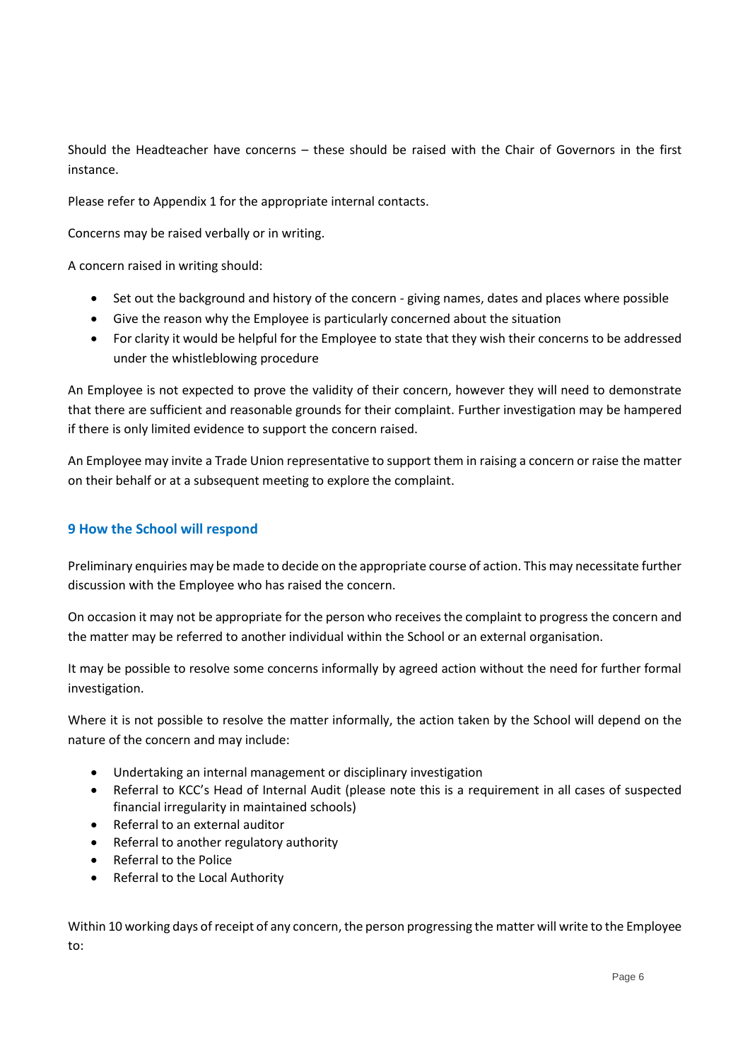Should the Headteacher have concerns – these should be raised with the Chair of Governors in the first instance.

Please refer to Appendix 1 for the appropriate internal contacts.

Concerns may be raised verbally or in writing.

A concern raised in writing should:

- Set out the background and history of the concern - giving names, dates and places where possible
- Give the reason why the Employee is particularly concerned about the situation
- For clarity it would be helpful for the Employee to state that they wish their concerns to be addressed under the whistleblowing procedure

An Employee is not expected to prove the validity of their concern, however they will need to demonstrate that there are sufficient and reasonable grounds for their complaint. Further investigation may be hampered if there is only limited evidence to support the concern raised.

An Employee may invite a Trade Union representative to support them in raising a concern or raise the matter on their behalf or at a subsequent meeting to explore the complaint.

## 9 How the School will respond

Preliminary enquiries may be made to decide on the appropriate course of action. This may necessitate further discussion with the Employee who has raised the concern.

On occasion it may not be appropriate for the person who receives the complaint to progress the concern and the matter may be referred to another individual within the School or an external organisation.

It may be possible to resolve some concerns informally by agreed action without the need for further formal investigation.

Where it is not possible to resolve the matter informally, the action taken by the School will depend on the nature of the concern and may include:

- Undertaking an internal management or disciplinary investigation
- Referral to KCC's Head of Internal Audit (please note this is a requirement in all cases of suspected financial irregularity in maintained schools)
- Referral to an external auditor
- Referral to another regulatory authority
- Referral to the Police
- Referral to the Local Authority

Within 10 working days of receipt of any concern, the person progressing the matter will write to the Employee to: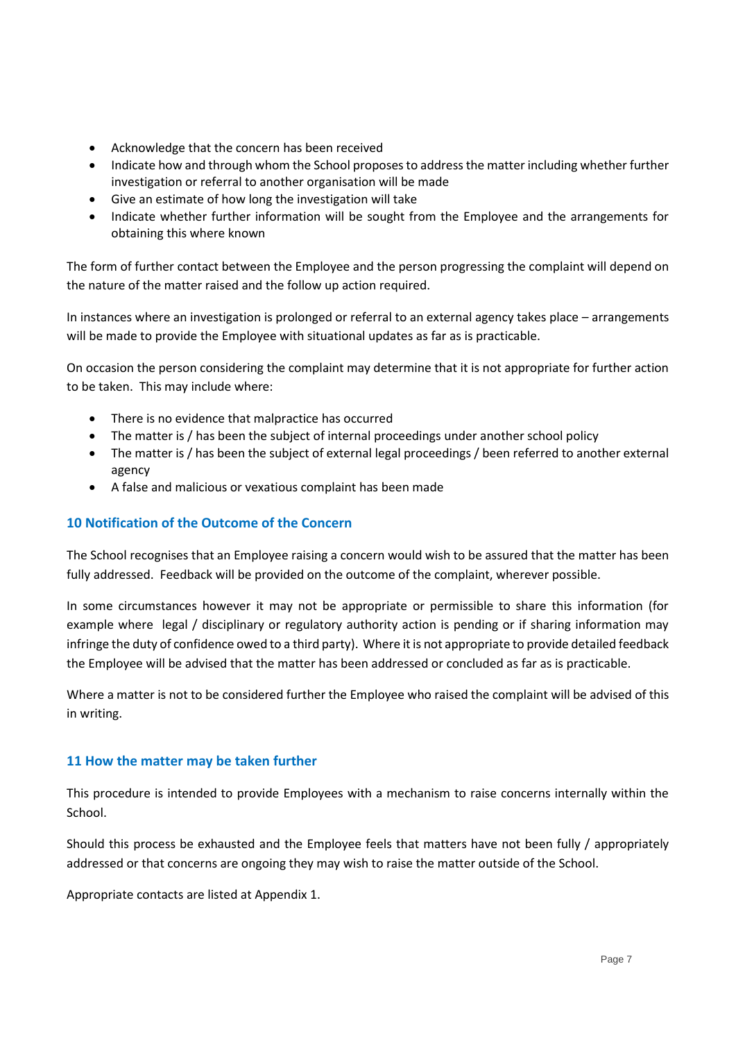- Acknowledge that the concern has been received
- Indicate how and through whom the School proposes to address the matter including whether further investigation or referral to another organisation will be made
- Give an estimate of how long the investigation will take
- Indicate whether further information will be sought from the Employee and the arrangements for obtaining this where known

The form of further contact between the Employee and the person progressing the complaint will depend on the nature of the matter raised and the follow up action required.

In instances where an investigation is prolonged or referral to an external agency takes place – arrangements will be made to provide the Employee with situational updates as far as is practicable.

On occasion the person considering the complaint may determine that it is not appropriate for further action to be taken. This may include where:

- There is no evidence that malpractice has occurred
- The matter is / has been the subject of internal proceedings under another school policy
- The matter is / has been the subject of external legal proceedings / been referred to another external agency
- A false and malicious or vexatious complaint has been made

## 10 Notification of the Outcome of the Concern

The School recognises that an Employee raising a concern would wish to be assured that the matter has been fully addressed. Feedback will be provided on the outcome of the complaint, wherever possible.

In some circumstances however it may not be appropriate or permissible to share this information (for example where legal / disciplinary or regulatory authority action is pending or if sharing information may infringe the duty of confidence owed to a third party). Where it is not appropriate to provide detailed feedback the Employee will be advised that the matter has been addressed or concluded as far as is practicable.

Where a matter is not to be considered further the Employee who raised the complaint will be advised of this in writing.

## 11 How the matter may be taken further

This procedure is intended to provide Employees with a mechanism to raise concerns internally within the School.

Should this process be exhausted and the Employee feels that matters have not been fully / appropriately addressed or that concerns are ongoing they may wish to raise the matter outside of the School.

Appropriate contacts are listed at Appendix 1.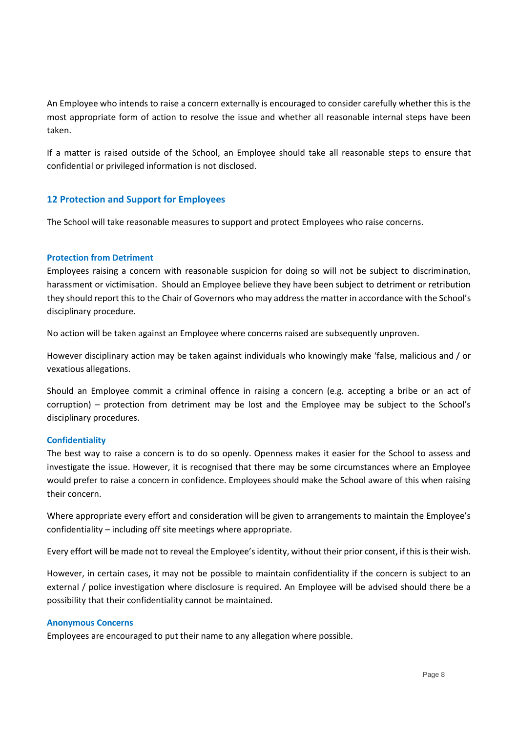An Employee who intends to raise a concern externally is encouraged to consider carefully whether this is the most appropriate form of action to resolve the issue and whether all reasonable internal steps have been taken.

If a matter is raised outside of the School, an Employee should take all reasonable steps to ensure that confidential or privileged information is not disclosed.

## 12 Protection and Support for Employees

The School will take reasonable measures to support and protect Employees who raise concerns.

### Protection from Detriment

Employees raising a concern with reasonable suspicion for doing so will not be subject to discrimination, harassment or victimisation. Should an Employee believe they have been subject to detriment or retribution they should report this to the Chair of Governors who may address the matter in accordance with the School's disciplinary procedure.

No action will be taken against an Employee where concerns raised are subsequently unproven.

However disciplinary action may be taken against individuals who knowingly make 'false, malicious and / or vexatious allegations.

Should an Employee commit a criminal offence in raising a concern (e.g. accepting a bribe or an act of corruption) – protection from detriment may be lost and the Employee may be subject to the School's disciplinary procedures.

### Confidentiality

The best way to raise a concern is to do so openly. Openness makes it easier for the School to assess and investigate the issue. However, it is recognised that there may be some circumstances where an Employee would prefer to raise a concern in confidence. Employees should make the School aware of this when raising their concern.

Where appropriate every effort and consideration will be given to arrangements to maintain the Employee's confidentiality – including off site meetings where appropriate.

Every effort will be made not to reveal the Employee's identity, without their prior consent, if this is their wish.

However, in certain cases, it may not be possible to maintain confidentiality if the concern is subject to an external / police investigation where disclosure is required. An Employee will be advised should there be a possibility that their confidentiality cannot be maintained.

### Anonymous Concerns

Employees are encouraged to put their name to any allegation where possible.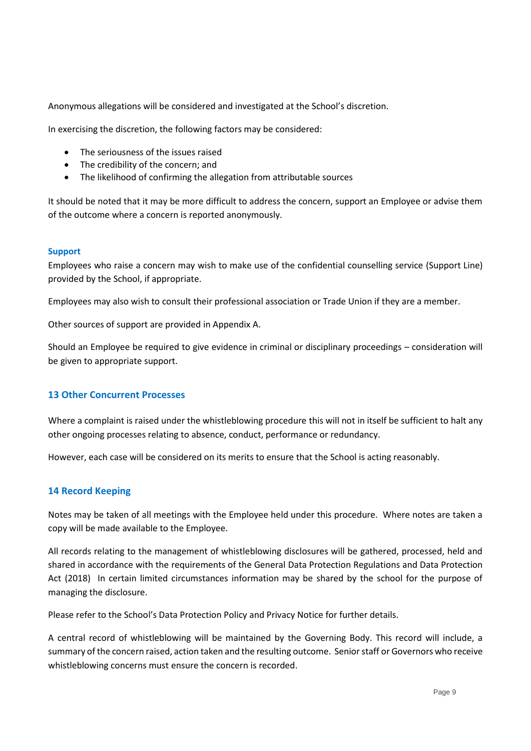Anonymous allegations will be considered and investigated at the School's discretion.

In exercising the discretion, the following factors may be considered:

- The seriousness of the issues raised
- The credibility of the concern; and
- The likelihood of confirming the allegation from attributable sources

It should be noted that it may be more difficult to address the concern, support an Employee or advise them of the outcome where a concern is reported anonymously.

### Support

Employees who raise a concern may wish to make use of the confidential counselling service (Support Line) provided by the School, if appropriate.

Employees may also wish to consult their professional association or Trade Union if they are a member.

Other sources of support are provided in Appendix A.

Should an Employee be required to give evidence in criminal or disciplinary proceedings – consideration will be given to appropriate support.

## 13 Other Concurrent Processes

Where a complaint is raised under the whistleblowing procedure this will not in itself be sufficient to halt any other ongoing processes relating to absence, conduct, performance or redundancy.

However, each case will be considered on its merits to ensure that the School is acting reasonably.

## 14 Record Keeping

Notes may be taken of all meetings with the Employee held under this procedure. Where notes are taken a copy will be made available to the Employee.

All records relating to the management of whistleblowing disclosures will be gathered, processed, held and shared in accordance with the requirements of the General Data Protection Regulations and Data Protection Act (2018) In certain limited circumstances information may be shared by the school for the purpose of managing the disclosure.

Please refer to the School's Data Protection Policy and Privacy Notice for further details.

A central record of whistleblowing will be maintained by the Governing Body. This record will include, a summary of the concern raised, action taken and the resulting outcome. Senior staff or Governors who receive whistleblowing concerns must ensure the concern is recorded.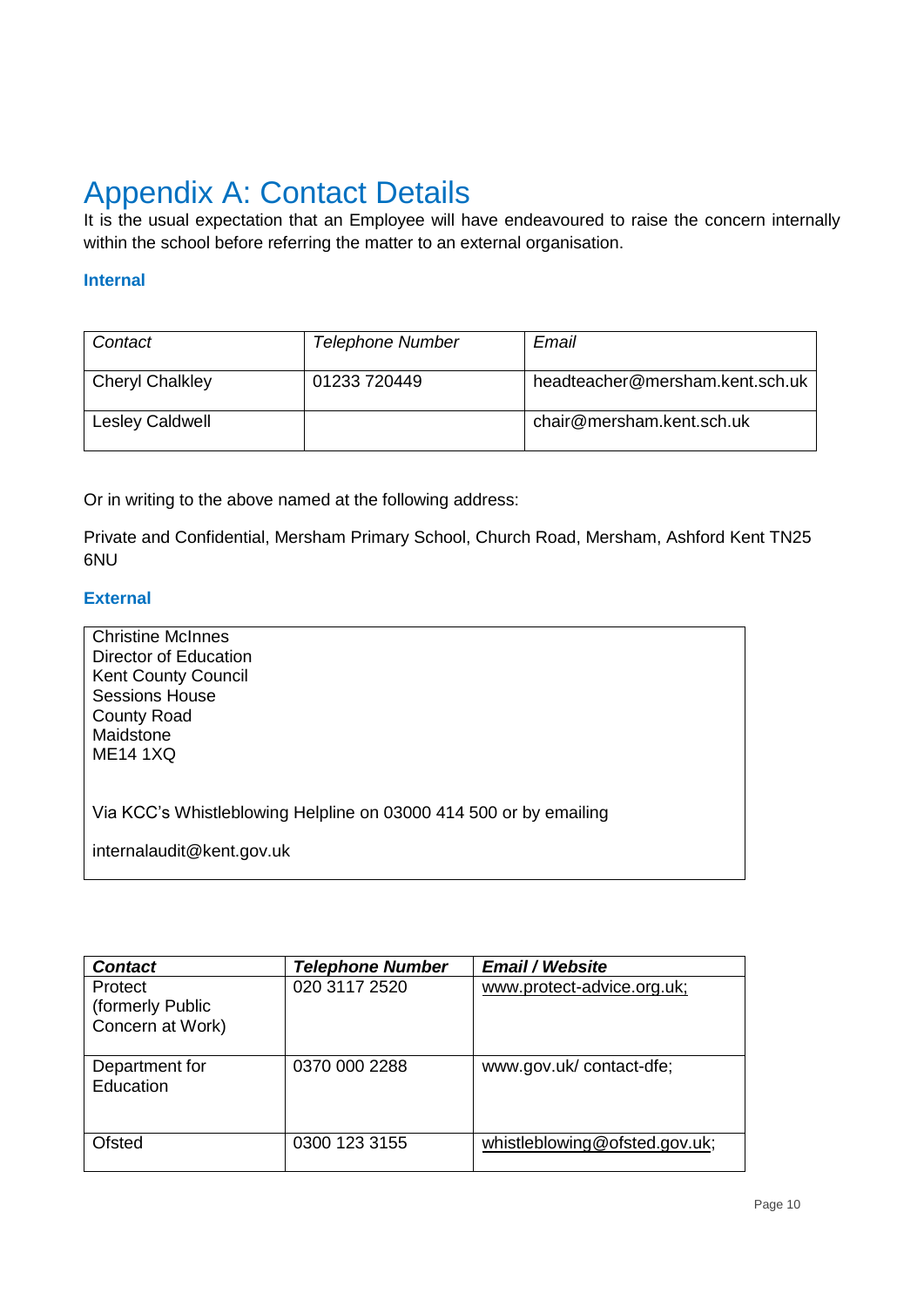# Appendix A: Contact Details

It is the usual expectation that an Employee will have endeavoured to raise the concern internally within the school before referring the matter to an external organisation.

### Internal

| *Contact* | *Telephone Number* | *Email* |
|---|---|---|
| Cheryl Chalkley | 01233 720449 | headteacher@mersham.kent.sch.uk |
| Lesley Caldwell | | chair@mersham.kent.sch.uk |

Or in writing to the above named at the following address:

Private and Confidential, Mersham Primary School, Church Road, Mersham, Ashford Kent TN25 6NU

### External

Christine McInnes
Director of Education
Kent County Council
Sessions House
County Road
Maidstone
ME14 1XQ

Via KCC's Whistleblowing Helpline on 03000 414 500 or by emailing

internalaudit@kent.gov.uk

| ***Contact*** | ***Telephone Number*** | ***Email / Website*** |
|---|---|---|
| Protect (formerly Public Concern at Work) | 020 3117 2520 | www.protect-advice.org.uk; |
| Department for Education | 0370 000 2288 | www.gov.uk/ contact-dfe; |
| Ofsted | 0300 123 3155 | whistleblowing@ofsted.gov.uk; |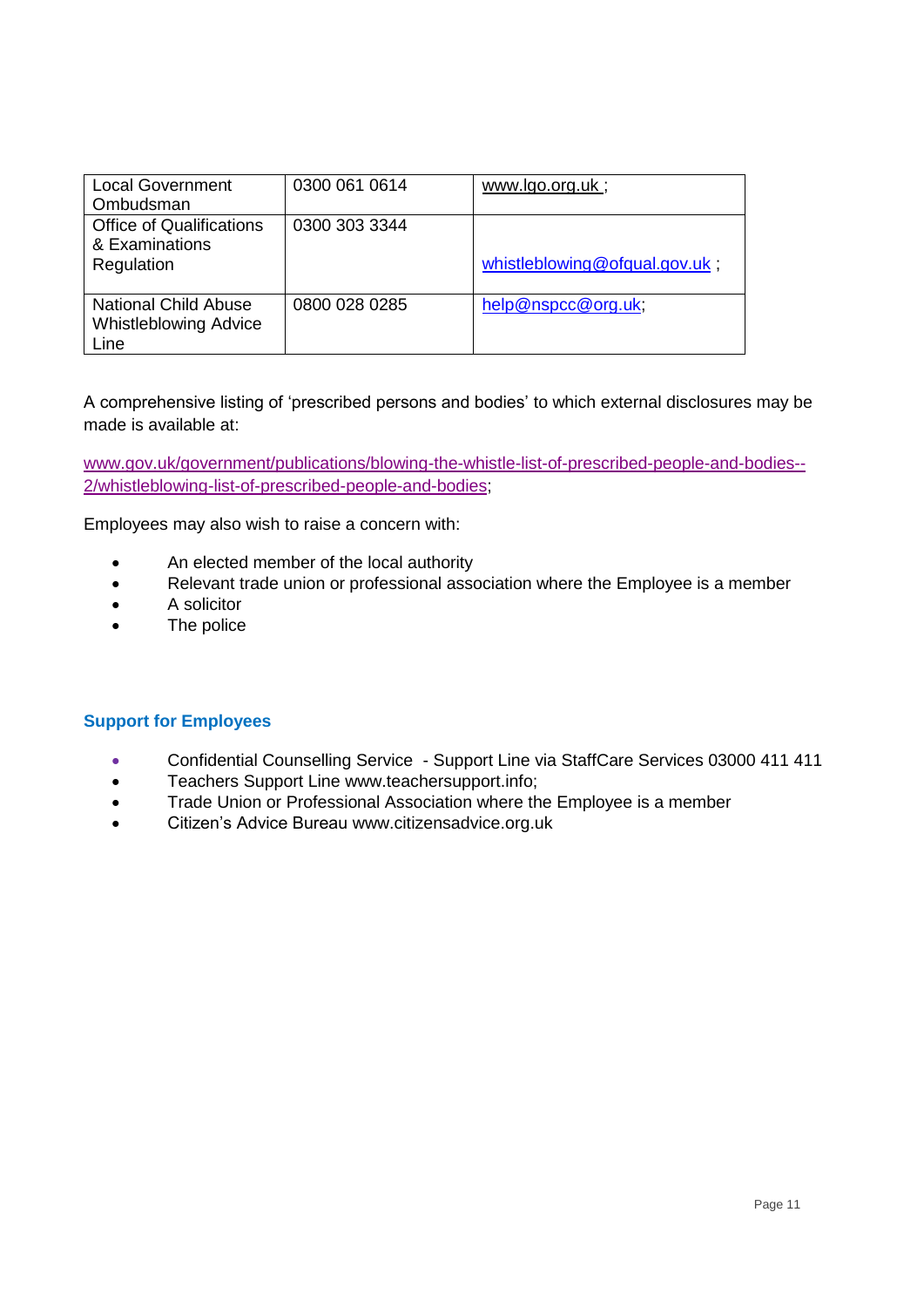| | | |
|---|---|---|
| Local Government Ombudsman | 0300 061 0614 | www.lgo.org.uk ; |
| Office of Qualifications & Examinations Regulation | 0300 303 3344 | whistleblowing@ofqual.gov.uk ; |
| National Child Abuse Whistleblowing Advice Line | 0800 028 0285 | help@nspcc@org.uk; |

A comprehensive listing of 'prescribed persons and bodies' to which external disclosures may be made is available at:

www.gov.uk/government/publications/blowing-the-whistle-list-of-prescribed-people-and-bodies--2/whistleblowing-list-of-prescribed-people-and-bodies;

Employees may also wish to raise a concern with:

- An elected member of the local authority
- Relevant trade union or professional association where the Employee is a member
- A solicitor
- The police

### Support for Employees

- Confidential Counselling Service - Support Line via StaffCare Services 03000 411 411
- Teachers Support Line www.teachersupport.info;
- Trade Union or Professional Association where the Employee is a member
- Citizen's Advice Bureau www.citizensadvice.org.uk